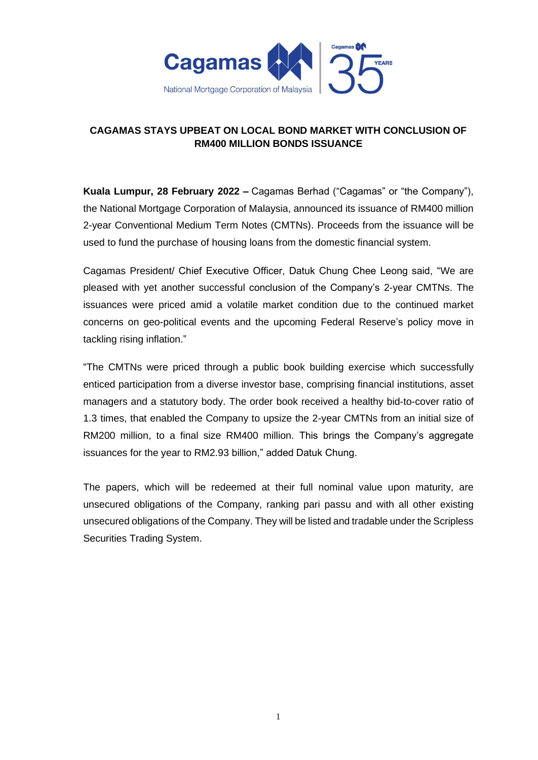# CAGAMAS STAYS UPBEAT ON LOCAL BOND MARKET WITH CONCLUSION OF RM400 MILLION BONDS ISSUANCE

**Kuala Lumpur, 28 February 2022 –** Cagamas Berhad ("Cagamas" or "the Company"), the National Mortgage Corporation of Malaysia, announced its issuance of RM400 million 2-year Conventional Medium Term Notes (CMTNs). Proceeds from the issuance will be used to fund the purchase of housing loans from the domestic financial system.

Cagamas President/ Chief Executive Officer, Datuk Chung Chee Leong said, "We are pleased with yet another successful conclusion of the Company's 2-year CMTNs. The issuances were priced amid a volatile market condition due to the continued market concerns on geo-political events and the upcoming Federal Reserve's policy move in tackling rising inflation."

"The CMTNs were priced through a public book building exercise which successfully enticed participation from a diverse investor base, comprising financial institutions, asset managers and a statutory body. The order book received a healthy bid-to-cover ratio of 1.3 times, that enabled the Company to upsize the 2-year CMTNs from an initial size of RM200 million, to a final size RM400 million. This brings the Company's aggregate issuances for the year to RM2.93 billion," added Datuk Chung.

The papers, which will be redeemed at their full nominal value upon maturity, are unsecured obligations of the Company, ranking pari passu and with all other existing unsecured obligations of the Company. They will be listed and tradable under the Scripless Securities Trading System.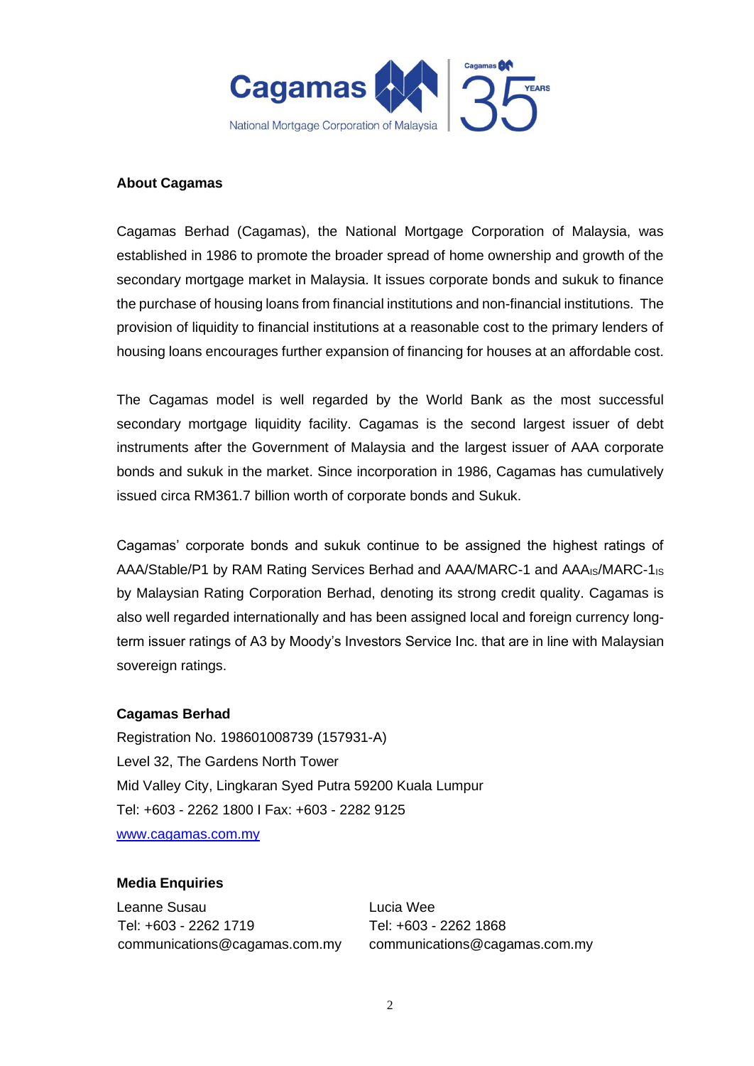## About Cagamas

Cagamas Berhad (Cagamas), the National Mortgage Corporation of Malaysia, was established in 1986 to promote the broader spread of home ownership and growth of the secondary mortgage market in Malaysia. It issues corporate bonds and sukuk to finance the purchase of housing loans from financial institutions and non-financial institutions. The provision of liquidity to financial institutions at a reasonable cost to the primary lenders of housing loans encourages further expansion of financing for houses at an affordable cost.

The Cagamas model is well regarded by the World Bank as the most successful secondary mortgage liquidity facility. Cagamas is the second largest issuer of debt instruments after the Government of Malaysia and the largest issuer of AAA corporate bonds and sukuk in the market. Since incorporation in 1986, Cagamas has cumulatively issued circa RM361.7 billion worth of corporate bonds and Sukuk.

Cagamas' corporate bonds and sukuk continue to be assigned the highest ratings of AAA/Stable/P1 by RAM Rating Services Berhad and AAA/MARC-1 and $AAA_{IS}$/MARC-$1_{IS}$ by Malaysian Rating Corporation Berhad, denoting its strong credit quality. Cagamas is also well regarded internationally and has been assigned local and foreign currency long-term issuer ratings of A3 by Moody's Investors Service Inc. that are in line with Malaysian sovereign ratings.

**Cagamas Berhad**
Registration No. 198601008739 (157931-A)
Level 32, The Gardens North Tower
Mid Valley City, Lingkaran Syed Putra 59200 Kuala Lumpur
Tel: +603 - 2262 1800 I Fax: +603 - 2282 9125
[www.cagamas.com.my](http://www.cagamas.com.my)

**Media Enquiries**

Leanne Susau
Tel: +603 - 2262 1719
communications@cagamas.com.my

Lucia Wee
Tel: +603 - 2262 1868
communications@cagamas.com.my